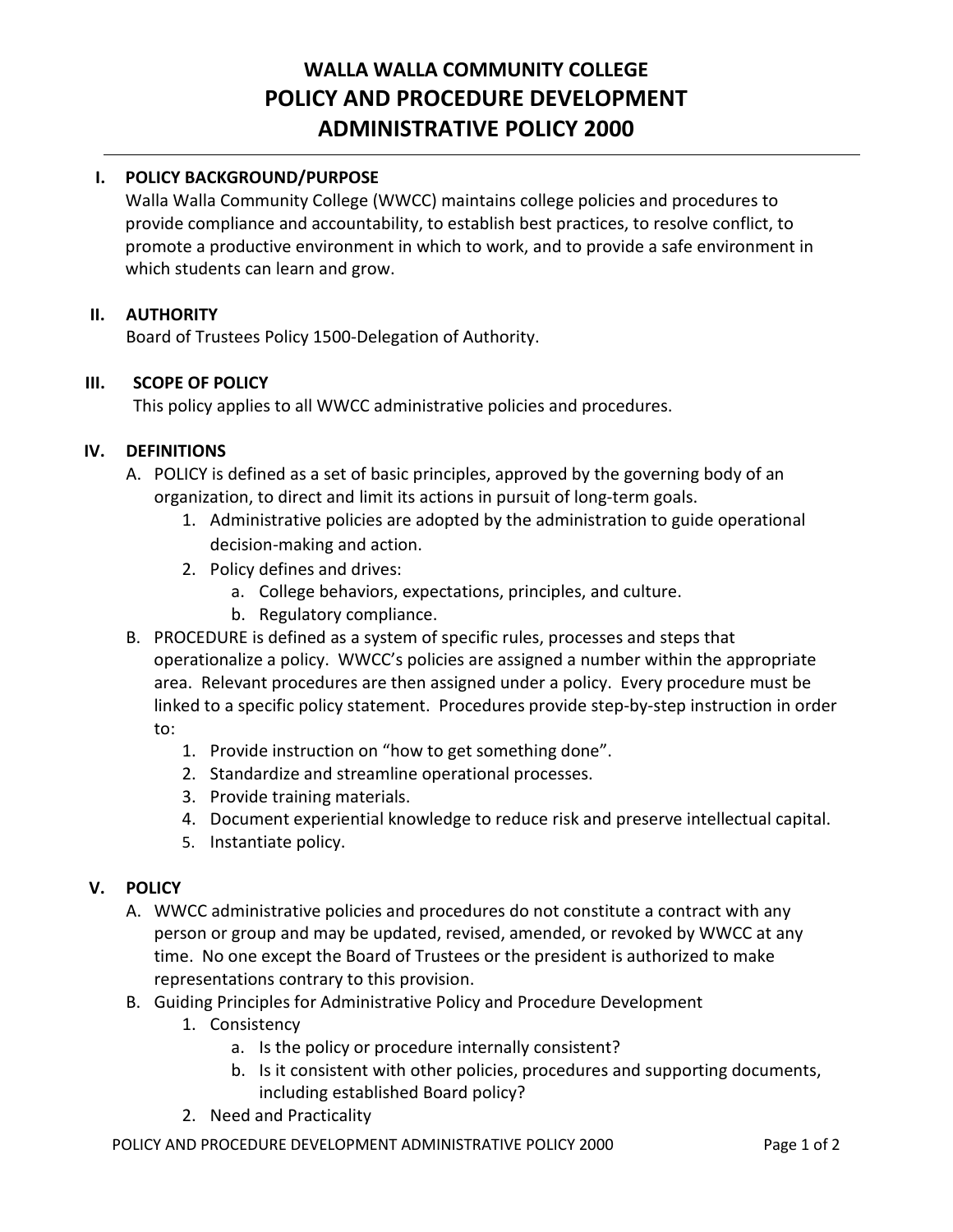# WALLA WALLA COMMUNITY COLLEGE
# POLICY AND PROCEDURE DEVELOPMENT
# ADMINISTRATIVE POLICY 2000

## I. POLICY BACKGROUND/PURPOSE

Walla Walla Community College (WWCC) maintains college policies and procedures to provide compliance and accountability, to establish best practices, to resolve conflict, to promote a productive environment in which to work, and to provide a safe environment in which students can learn and grow.

## II. AUTHORITY

Board of Trustees Policy 1500-Delegation of Authority.

## III. SCOPE OF POLICY

This policy applies to all WWCC administrative policies and procedures.

## IV. DEFINITIONS

A. POLICY is defined as a set of basic principles, approved by the governing body of an organization, to direct and limit its actions in pursuit of long-term goals.
   1. Administrative policies are adopted by the administration to guide operational decision-making and action.
   2. Policy defines and drives:
      a. College behaviors, expectations, principles, and culture.
      b. Regulatory compliance.

B. PROCEDURE is defined as a system of specific rules, processes and steps that operationalize a policy. WWCC's policies are assigned a number within the appropriate area. Relevant procedures are then assigned under a policy. Every procedure must be linked to a specific policy statement. Procedures provide step-by-step instruction in order to:
   1. Provide instruction on "how to get something done".
   2. Standardize and streamline operational processes.
   3. Provide training materials.
   4. Document experiential knowledge to reduce risk and preserve intellectual capital.
   5. Instantiate policy.

## V. POLICY

A. WWCC administrative policies and procedures do not constitute a contract with any person or group and may be updated, revised, amended, or revoked by WWCC at any time. No one except the Board of Trustees or the president is authorized to make representations contrary to this provision.

B. Guiding Principles for Administrative Policy and Procedure Development
   1. Consistency
      a. Is the policy or procedure internally consistent?
      b. Is it consistent with other policies, procedures and supporting documents, including established Board policy?
   2. Need and Practicality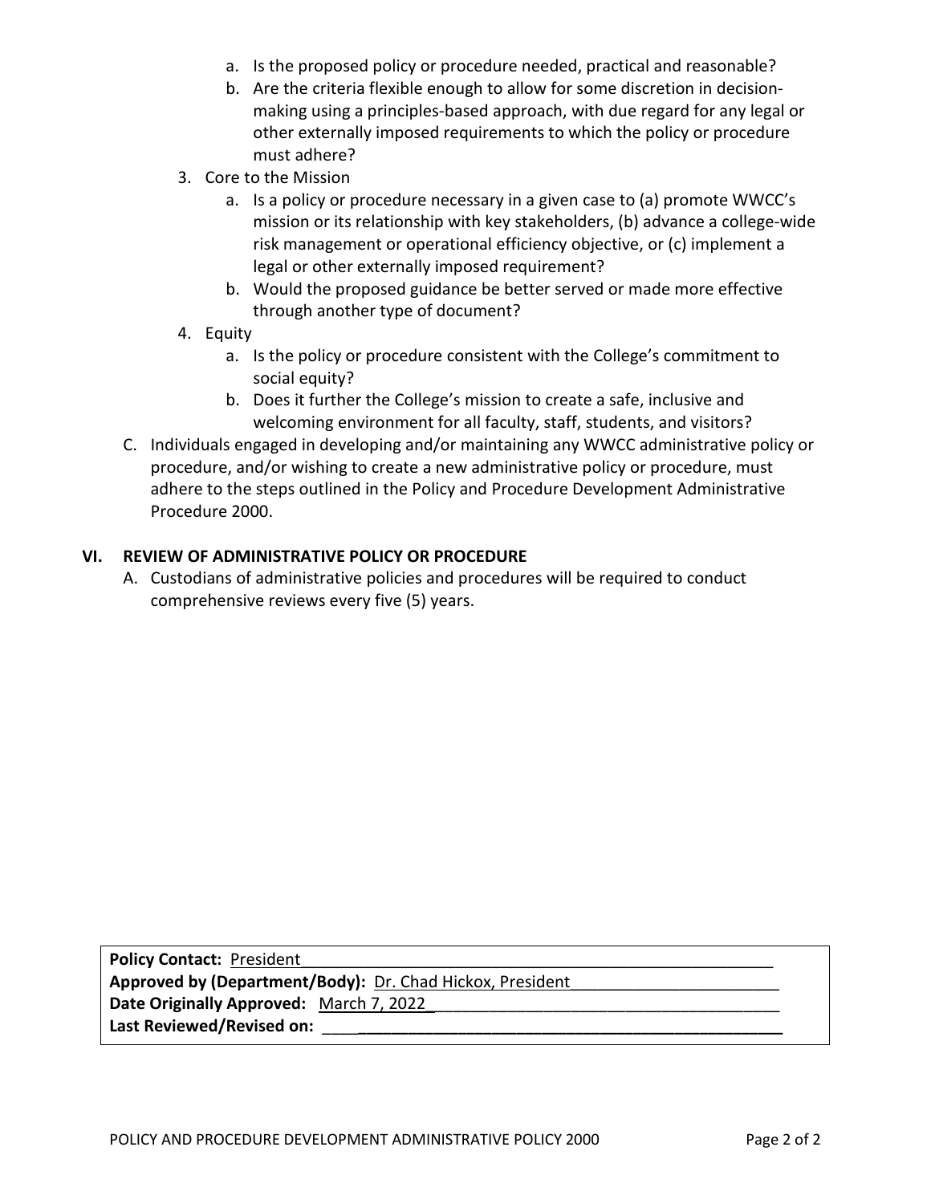a. Is the proposed policy or procedure needed, practical and reasonable?
   b. Are the criteria flexible enough to allow for some discretion in decision-making using a principles-based approach, with due regard for any legal or other externally imposed requirements to which the policy or procedure must adhere?
3. Core to the Mission
   a. Is a policy or procedure necessary in a given case to (a) promote WWCC's mission or its relationship with key stakeholders, (b) advance a college-wide risk management or operational efficiency objective, or (c) implement a legal or other externally imposed requirement?
   b. Would the proposed guidance be better served or made more effective through another type of document?
4. Equity
   a. Is the policy or procedure consistent with the College's commitment to social equity?
   b. Does it further the College's mission to create a safe, inclusive and welcoming environment for all faculty, staff, students, and visitors?

C. Individuals engaged in developing and/or maintaining any WWCC administrative policy or procedure, and/or wishing to create a new administrative policy or procedure, must adhere to the steps outlined in the Policy and Procedure Development Administrative Procedure 2000.

## VI. REVIEW OF ADMINISTRATIVE POLICY OR PROCEDURE

A. Custodians of administrative policies and procedures will be required to conduct comprehensive reviews every five (5) years.

**Policy Contact:** President
**Approved by (Department/Body):** Dr. Chad Hickox, President
**Date Originally Approved:** March 7, 2022
**Last Reviewed/Revised on:** ____